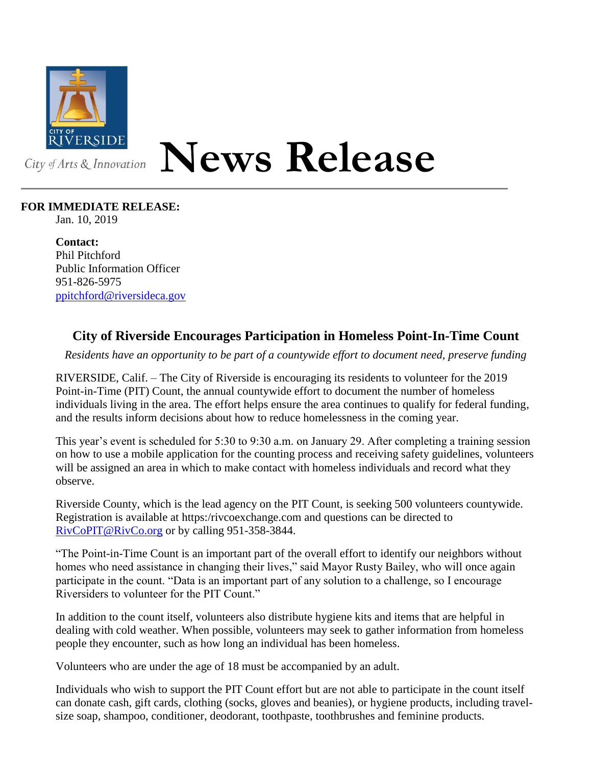CITY OF RIVERSIDE

City of Arts & Innovation

# News Release

**FOR IMMEDIATE RELEASE:**
Jan. 10, 2019

**Contact:**
Phil Pitchford
Public Information Officer
951-826-5975
ppitchford@riversideca.gov

## City of Riverside Encourages Participation in Homeless Point-In-Time Count

*Residents have an opportunity to be part of a countywide effort to document need, preserve funding*

RIVERSIDE, Calif. – The City of Riverside is encouraging its residents to volunteer for the 2019 Point-in-Time (PIT) Count, the annual countywide effort to document the number of homeless individuals living in the area. The effort helps ensure the area continues to qualify for federal funding, and the results inform decisions about how to reduce homelessness in the coming year.

This year's event is scheduled for 5:30 to 9:30 a.m. on January 29. After completing a training session on how to use a mobile application for the counting process and receiving safety guidelines, volunteers will be assigned an area in which to make contact with homeless individuals and record what they observe.

Riverside County, which is the lead agency on the PIT Count, is seeking 500 volunteers countywide. Registration is available at https:/rivcoexchange.com and questions can be directed to RivCoPIT@RivCo.org or by calling 951-358-3844.

"The Point-in-Time Count is an important part of the overall effort to identify our neighbors without homes who need assistance in changing their lives," said Mayor Rusty Bailey, who will once again participate in the count. "Data is an important part of any solution to a challenge, so I encourage Riversiders to volunteer for the PIT Count."

In addition to the count itself, volunteers also distribute hygiene kits and items that are helpful in dealing with cold weather. When possible, volunteers may seek to gather information from homeless people they encounter, such as how long an individual has been homeless.

Volunteers who are under the age of 18 must be accompanied by an adult.

Individuals who wish to support the PIT Count effort but are not able to participate in the count itself can donate cash, gift cards, clothing (socks, gloves and beanies), or hygiene products, including travel-size soap, shampoo, conditioner, deodorant, toothpaste, toothbrushes and feminine products.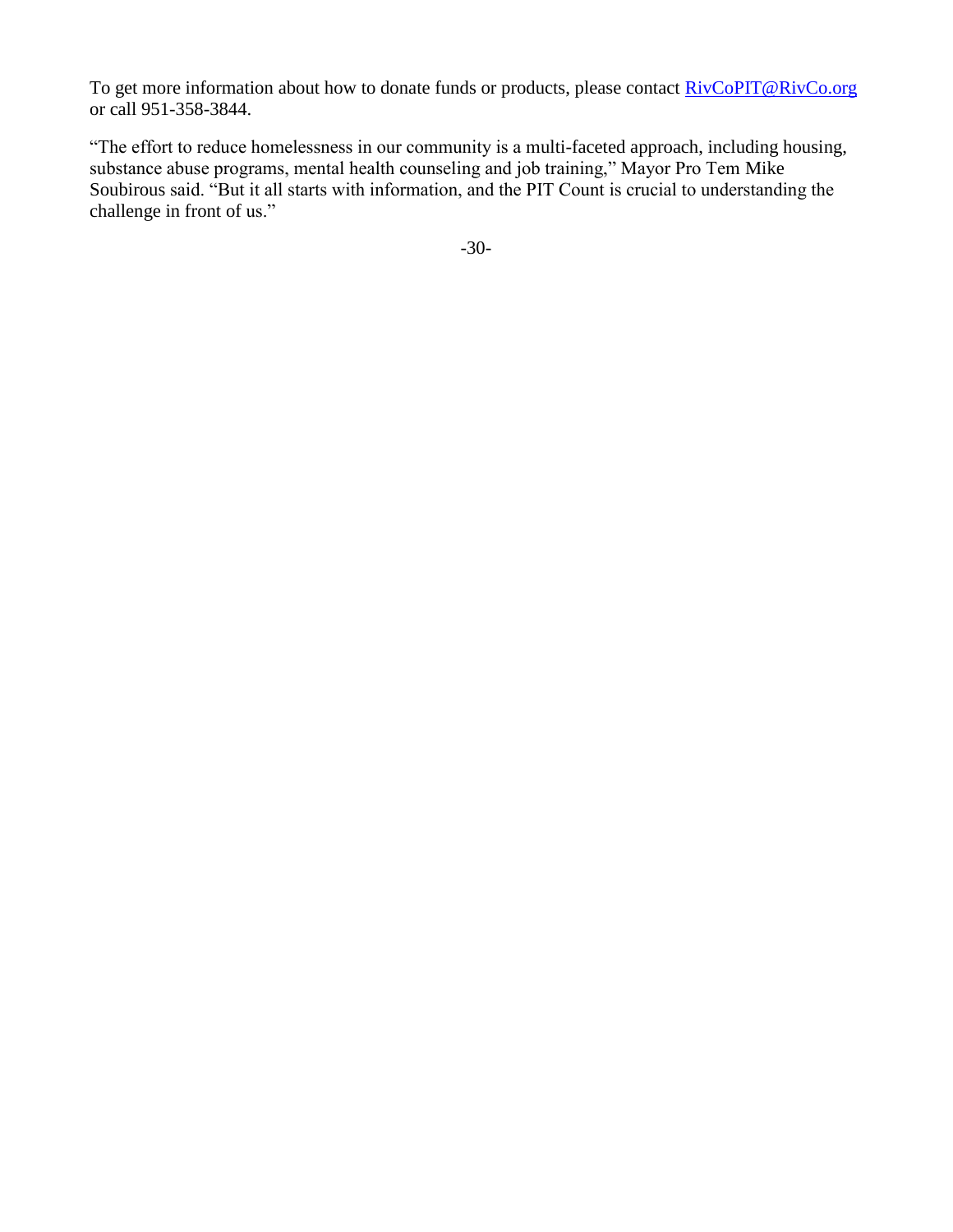To get more information about how to donate funds or products, please contact [RivCoPIT@RivCo.org](mailto:RivCoPIT@RivCo.org) or call 951-358-3844.

"The effort to reduce homelessness in our community is a multi-faceted approach, including housing, substance abuse programs, mental health counseling and job training," Mayor Pro Tem Mike Soubirous said. "But it all starts with information, and the PIT Count is crucial to understanding the challenge in front of us."

-30-